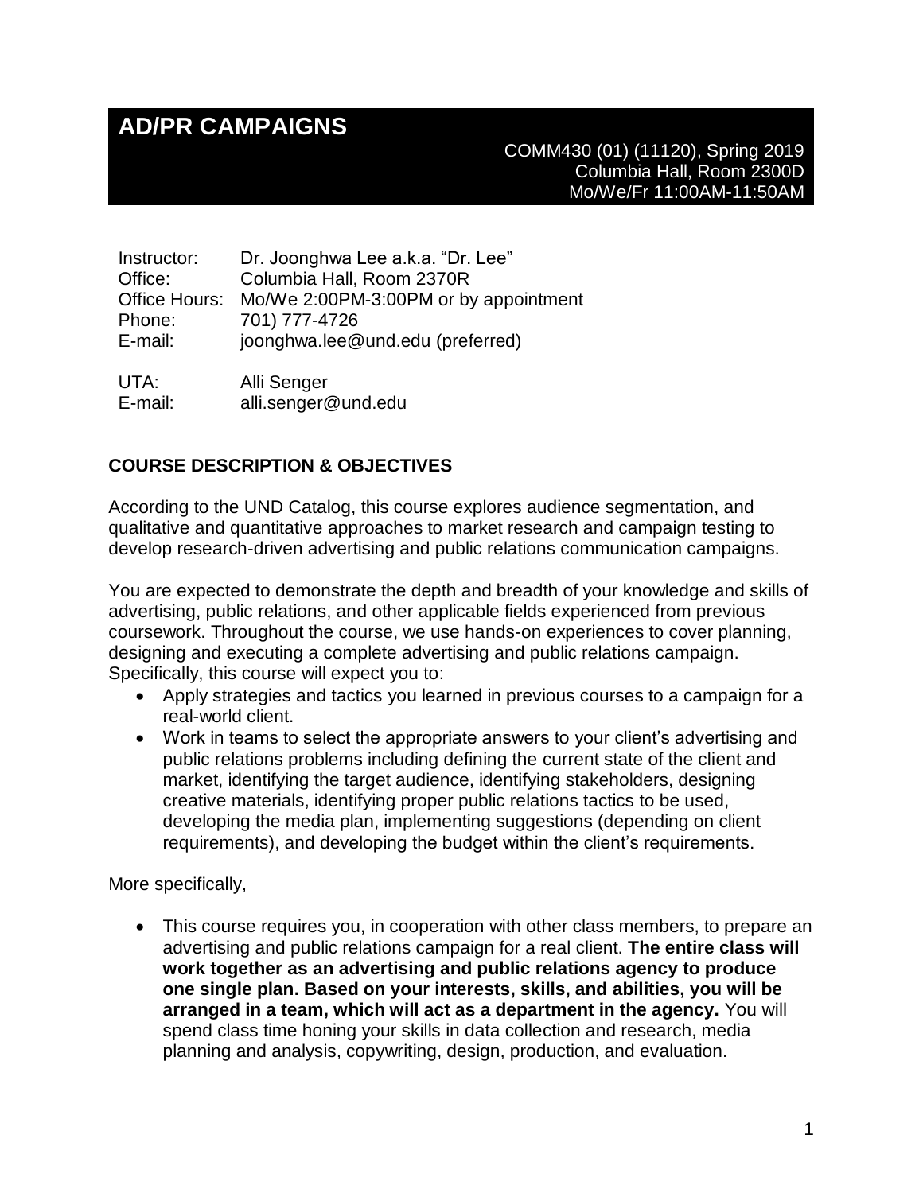# AD/PR CAMPAIGNS

COMM430 (01) (11120), Spring 2019
Columbia Hall, Room 2300D
Mo/We/Fr 11:00AM-11:50AM

| | |
|---|---|
| Instructor: | Dr. Joonghwa Lee a.k.a. "Dr. Lee" |
| Office: | Columbia Hall, Room 2370R |
| Office Hours: | Mo/We 2:00PM-3:00PM or by appointment |
| Phone: | 701) 777-4726 |
| E-mail: | joonghwa.lee@und.edu (preferred) |
| | |
| UTA: | Alli Senger |
| E-mail: | alli.senger@und.edu |

## COURSE DESCRIPTION & OBJECTIVES

According to the UND Catalog, this course explores audience segmentation, and qualitative and quantitative approaches to market research and campaign testing to develop research-driven advertising and public relations communication campaigns.

You are expected to demonstrate the depth and breadth of your knowledge and skills of advertising, public relations, and other applicable fields experienced from previous coursework. Throughout the course, we use hands-on experiences to cover planning, designing and executing a complete advertising and public relations campaign. Specifically, this course will expect you to:

- Apply strategies and tactics you learned in previous courses to a campaign for a real-world client.
- Work in teams to select the appropriate answers to your client's advertising and public relations problems including defining the current state of the client and market, identifying the target audience, identifying stakeholders, designing creative materials, identifying proper public relations tactics to be used, developing the media plan, implementing suggestions (depending on client requirements), and developing the budget within the client's requirements.

More specifically,

- This course requires you, in cooperation with other class members, to prepare an advertising and public relations campaign for a real client. **The entire class will work together as an advertising and public relations agency to produce one single plan. Based on your interests, skills, and abilities, you will be arranged in a team, which will act as a department in the agency.** You will spend class time honing your skills in data collection and research, media planning and analysis, copywriting, design, production, and evaluation.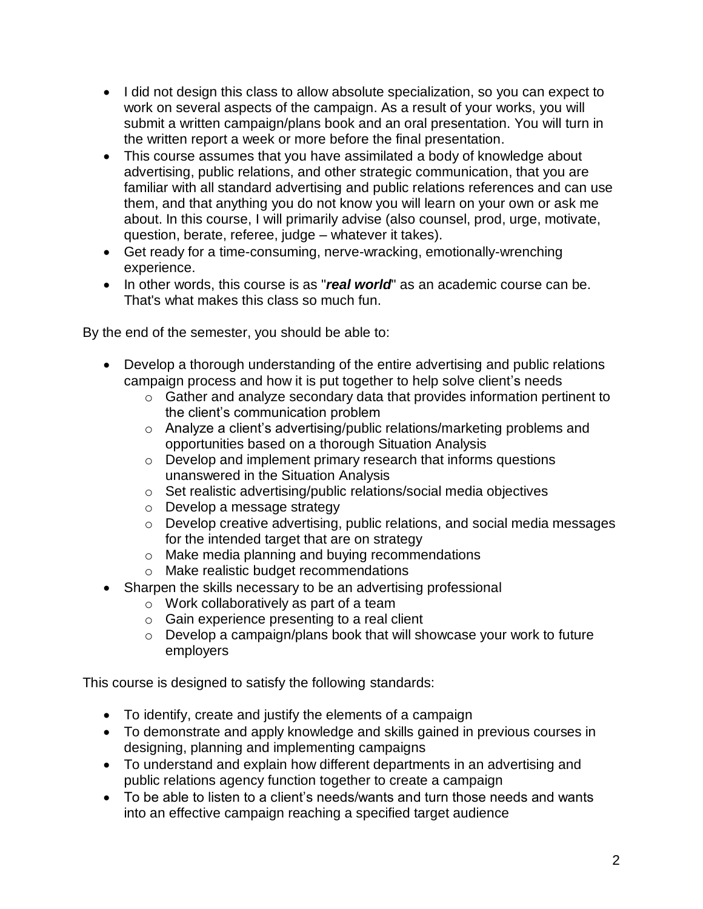- I did not design this class to allow absolute specialization, so you can expect to work on several aspects of the campaign. As a result of your works, you will submit a written campaign/plans book and an oral presentation. You will turn in the written report a week or more before the final presentation.
- This course assumes that you have assimilated a body of knowledge about advertising, public relations, and other strategic communication, that you are familiar with all standard advertising and public relations references and can use them, and that anything you do not know you will learn on your own or ask me about. In this course, I will primarily advise (also counsel, prod, urge, motivate, question, berate, referee, judge – whatever it takes).
- Get ready for a time-consuming, nerve-wracking, emotionally-wrenching experience.
- In other words, this course is as "***real world***" as an academic course can be. That's what makes this class so much fun.

By the end of the semester, you should be able to:

- Develop a thorough understanding of the entire advertising and public relations campaign process and how it is put together to help solve client's needs
    - Gather and analyze secondary data that provides information pertinent to the client's communication problem
    - Analyze a client's advertising/public relations/marketing problems and opportunities based on a thorough Situation Analysis
    - Develop and implement primary research that informs questions unanswered in the Situation Analysis
    - Set realistic advertising/public relations/social media objectives
    - Develop a message strategy
    - Develop creative advertising, public relations, and social media messages for the intended target that are on strategy
    - Make media planning and buying recommendations
    - Make realistic budget recommendations
- Sharpen the skills necessary to be an advertising professional
    - Work collaboratively as part of a team
    - Gain experience presenting to a real client
    - Develop a campaign/plans book that will showcase your work to future employers

This course is designed to satisfy the following standards:

- To identify, create and justify the elements of a campaign
- To demonstrate and apply knowledge and skills gained in previous courses in designing, planning and implementing campaigns
- To understand and explain how different departments in an advertising and public relations agency function together to create a campaign
- To be able to listen to a client's needs/wants and turn those needs and wants into an effective campaign reaching a specified target audience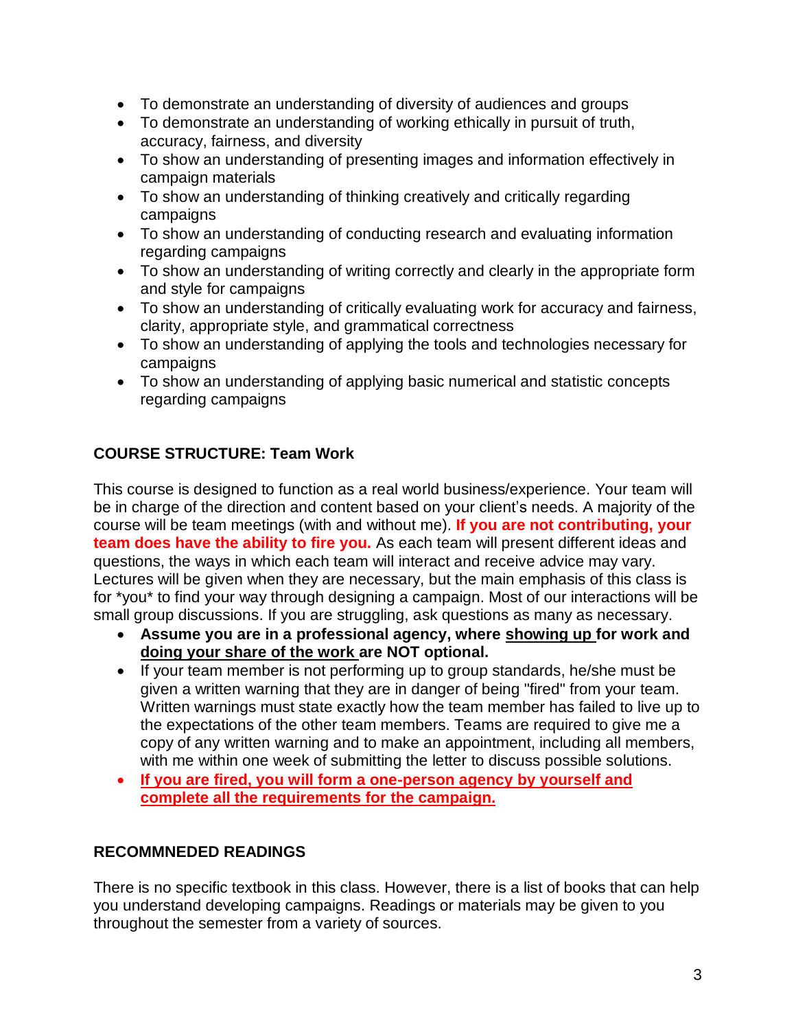- To demonstrate an understanding of diversity of audiences and groups
- To demonstrate an understanding of working ethically in pursuit of truth, accuracy, fairness, and diversity
- To show an understanding of presenting images and information effectively in campaign materials
- To show an understanding of thinking creatively and critically regarding campaigns
- To show an understanding of conducting research and evaluating information regarding campaigns
- To show an understanding of writing correctly and clearly in the appropriate form and style for campaigns
- To show an understanding of critically evaluating work for accuracy and fairness, clarity, appropriate style, and grammatical correctness
- To show an understanding of applying the tools and technologies necessary for campaigns
- To show an understanding of applying basic numerical and statistic concepts regarding campaigns

## COURSE STRUCTURE: Team Work

This course is designed to function as a real world business/experience. Your team will be in charge of the direction and content based on your client's needs. A majority of the course will be team meetings (with and without me). **If you are not contributing, your team does have the ability to fire you.** As each team will present different ideas and questions, the ways in which each team will interact and receive advice may vary. Lectures will be given when they are necessary, but the main emphasis of this class is for *you* to find your way through designing a campaign. Most of our interactions will be small group discussions. If you are struggling, ask questions as many as necessary.

- **Assume you are in a professional agency, where showing up for work and doing your share of the work are NOT optional.**
- If your team member is not performing up to group standards, he/she must be given a written warning that they are in danger of being "fired" from your team. Written warnings must state exactly how the team member has failed to live up to the expectations of the other team members. Teams are required to give me a copy of any written warning and to make an appointment, including all members, with me within one week of submitting the letter to discuss possible solutions.
- **If you are fired, you will form a one-person agency by yourself and complete all the requirements for the campaign.**

## RECOMMNEDED READINGS

There is no specific textbook in this class. However, there is a list of books that can help you understand developing campaigns. Readings or materials may be given to you throughout the semester from a variety of sources.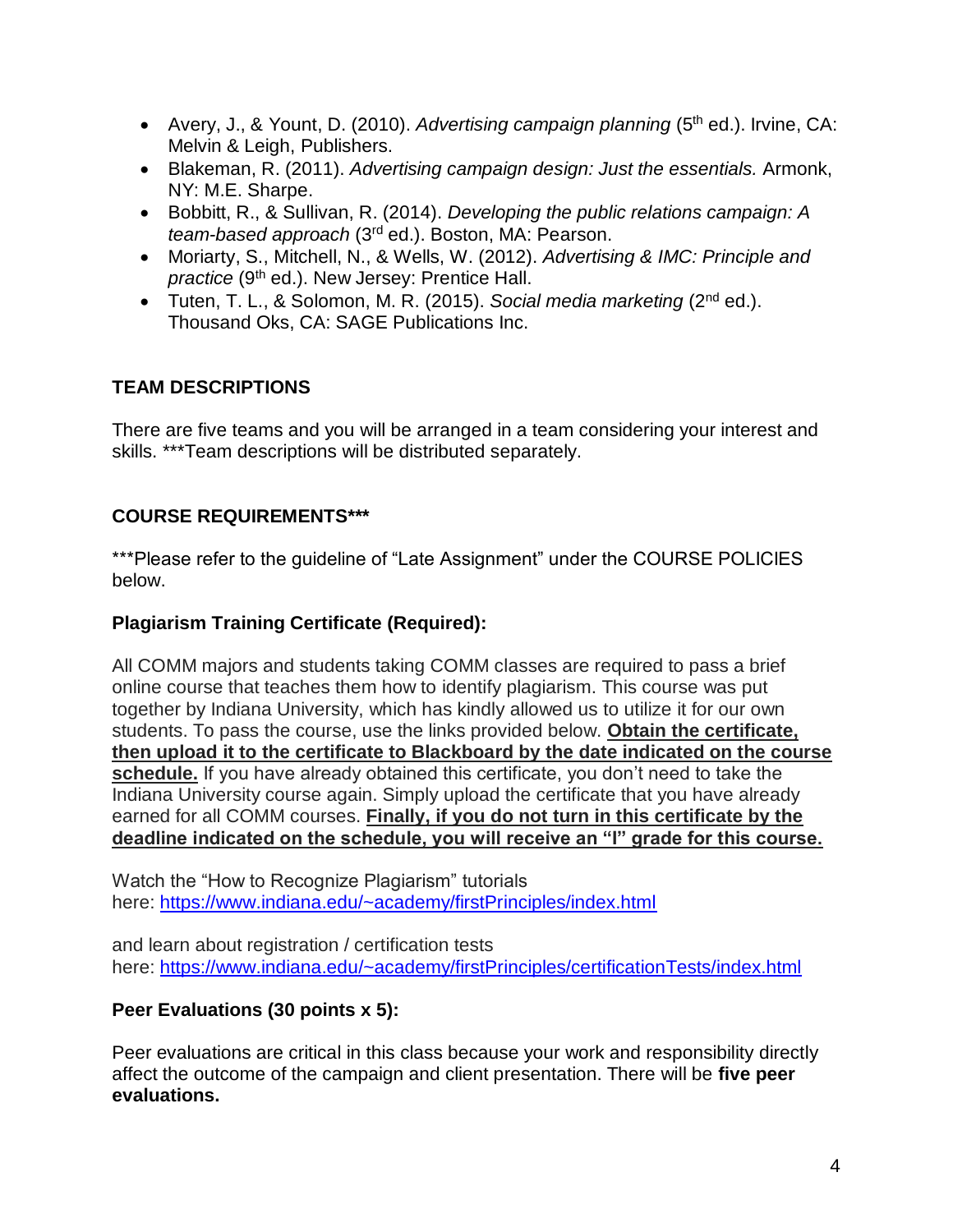- Avery, J., & Yount, D. (2010). *Advertising campaign planning* (5th ed.). Irvine, CA: Melvin & Leigh, Publishers.
- Blakeman, R. (2011). *Advertising campaign design: Just the essentials.* Armonk, NY: M.E. Sharpe.
- Bobbitt, R., & Sullivan, R. (2014). *Developing the public relations campaign: A team-based approach* (3rd ed.). Boston, MA: Pearson.
- Moriarty, S., Mitchell, N., & Wells, W. (2012). *Advertising & IMC: Principle and practice* (9th ed.). New Jersey: Prentice Hall.
- Tuten, T. L., & Solomon, M. R. (2015). *Social media marketing* (2nd ed.). Thousand Oks, CA: SAGE Publications Inc.

## TEAM DESCRIPTIONS

There are five teams and you will be arranged in a team considering your interest and skills. ***Team descriptions will be distributed separately.

## COURSE REQUIREMENTS***

***Please refer to the guideline of "Late Assignment" under the COURSE POLICIES below.

### Plagiarism Training Certificate (Required):

All COMM majors and students taking COMM classes are required to pass a brief online course that teaches them how to identify plagiarism. This course was put together by Indiana University, which has kindly allowed us to utilize it for our own students. To pass the course, use the links provided below. **Obtain the certificate, then upload it to the certificate to Blackboard by the date indicated on the course schedule.** If you have already obtained this certificate, you don't need to take the Indiana University course again. Simply upload the certificate that you have already earned for all COMM courses. **Finally, if you do not turn in this certificate by the deadline indicated on the schedule, you will receive an "I" grade for this course.**

Watch the "How to Recognize Plagiarism" tutorials here: https://www.indiana.edu/~academy/firstPrinciples/index.html

and learn about registration / certification tests here: https://www.indiana.edu/~academy/firstPrinciples/certificationTests/index.html

### Peer Evaluations (30 points x 5):

Peer evaluations are critical in this class because your work and responsibility directly affect the outcome of the campaign and client presentation. There will be **five peer evaluations.**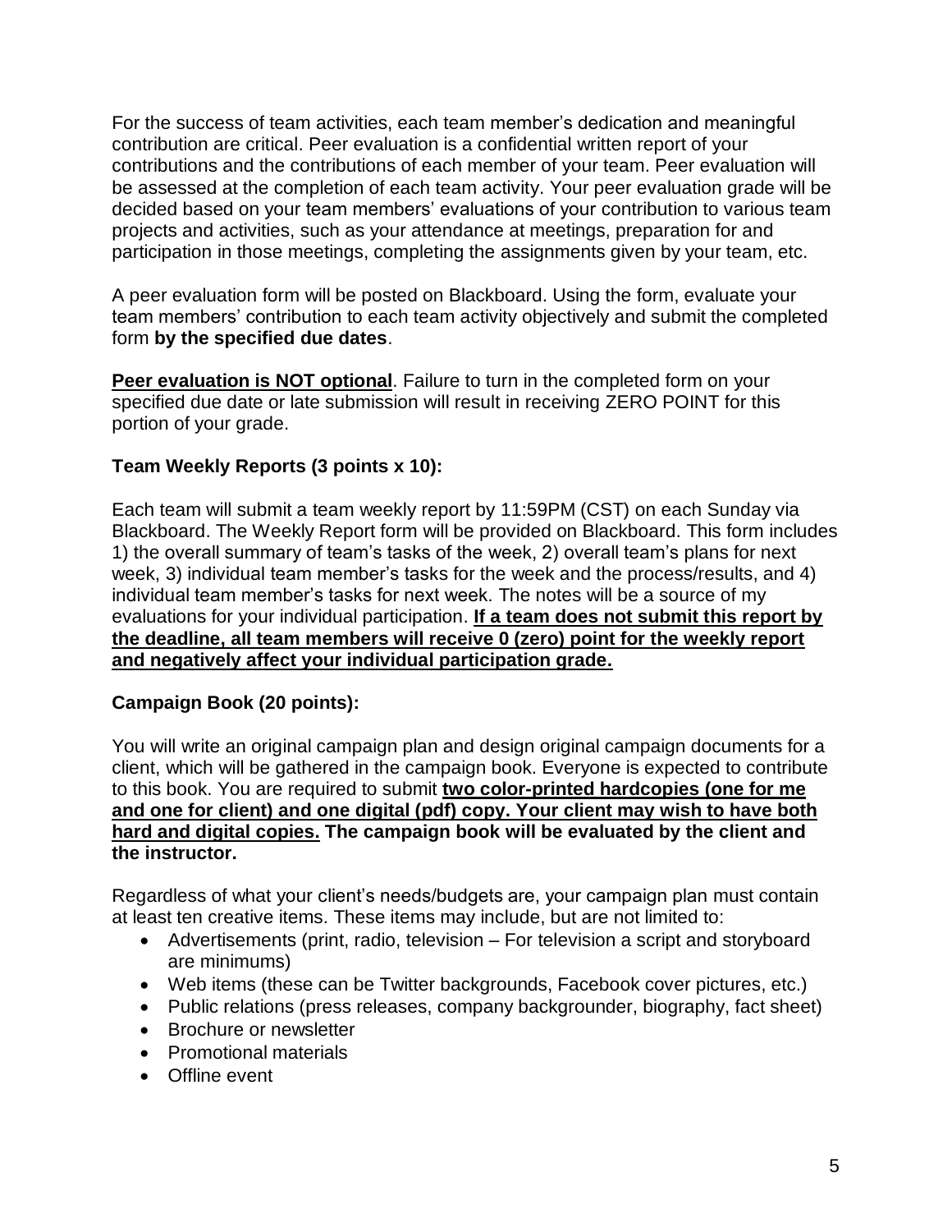For the success of team activities, each team member's dedication and meaningful contribution are critical. Peer evaluation is a confidential written report of your contributions and the contributions of each member of your team. Peer evaluation will be assessed at the completion of each team activity. Your peer evaluation grade will be decided based on your team members' evaluations of your contribution to various team projects and activities, such as your attendance at meetings, preparation for and participation in those meetings, completing the assignments given by your team, etc.

A peer evaluation form will be posted on Blackboard. Using the form, evaluate your team members' contribution to each team activity objectively and submit the completed form **by the specified due dates**.

**<u>Peer evaluation is NOT optional</u>**. Failure to turn in the completed form on your specified due date or late submission will result in receiving ZERO POINT for this portion of your grade.

**Team Weekly Reports (3 points x 10):**

Each team will submit a team weekly report by 11:59PM (CST) on each Sunday via Blackboard. The Weekly Report form will be provided on Blackboard. This form includes 1) the overall summary of team's tasks of the week, 2) overall team's plans for next week, 3) individual team member's tasks for the week and the process/results, and 4) individual team member's tasks for next week. The notes will be a source of my evaluations for your individual participation. **<u>If a team does not submit this report by the deadline, all team members will receive 0 (zero) point for the weekly report and negatively affect your individual participation grade.</u>**

**Campaign Book (20 points):**

You will write an original campaign plan and design original campaign documents for a client, which will be gathered in the campaign book. Everyone is expected to contribute to this book. You are required to submit **<u>two color-printed hardcopies (one for me and one for client) and one digital (pdf) copy. Your client may wish to have both hard and digital copies.</u> The campaign book will be evaluated by the client and the instructor.**

Regardless of what your client's needs/budgets are, your campaign plan must contain at least ten creative items. These items may include, but are not limited to:

- Advertisements (print, radio, television – For television a script and storyboard are minimums)
- Web items (these can be Twitter backgrounds, Facebook cover pictures, etc.)
- Public relations (press releases, company backgrounder, biography, fact sheet)
- Brochure or newsletter
- Promotional materials
- Offline event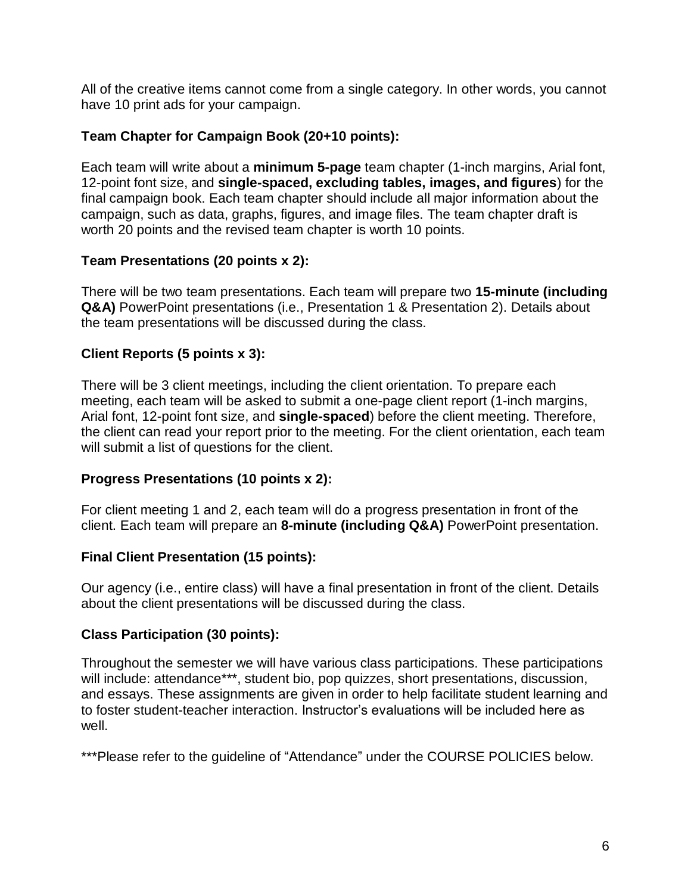All of the creative items cannot come from a single category. In other words, you cannot have 10 print ads for your campaign.

**Team Chapter for Campaign Book (20+10 points):**

Each team will write about a **minimum 5-page** team chapter (1-inch margins, Arial font, 12-point font size, and **single-spaced, excluding tables, images, and figures**) for the final campaign book. Each team chapter should include all major information about the campaign, such as data, graphs, figures, and image files. The team chapter draft is worth 20 points and the revised team chapter is worth 10 points.

**Team Presentations (20 points x 2):**

There will be two team presentations. Each team will prepare two **15-minute (including Q&A)** PowerPoint presentations (i.e., Presentation 1 & Presentation 2). Details about the team presentations will be discussed during the class.

**Client Reports (5 points x 3):**

There will be 3 client meetings, including the client orientation. To prepare each meeting, each team will be asked to submit a one-page client report (1-inch margins, Arial font, 12-point font size, and **single-spaced**) before the client meeting. Therefore, the client can read your report prior to the meeting. For the client orientation, each team will submit a list of questions for the client.

**Progress Presentations (10 points x 2):**

For client meeting 1 and 2, each team will do a progress presentation in front of the client. Each team will prepare an **8-minute (including Q&A)** PowerPoint presentation.

**Final Client Presentation (15 points):**

Our agency (i.e., entire class) will have a final presentation in front of the client. Details about the client presentations will be discussed during the class.

**Class Participation (30 points):**

Throughout the semester we will have various class participations. These participations will include: attendance***, student bio, pop quizzes, short presentations, discussion, and essays. These assignments are given in order to help facilitate student learning and to foster student-teacher interaction. Instructor's evaluations will be included here as well.

***Please refer to the guideline of "Attendance" under the COURSE POLICIES below.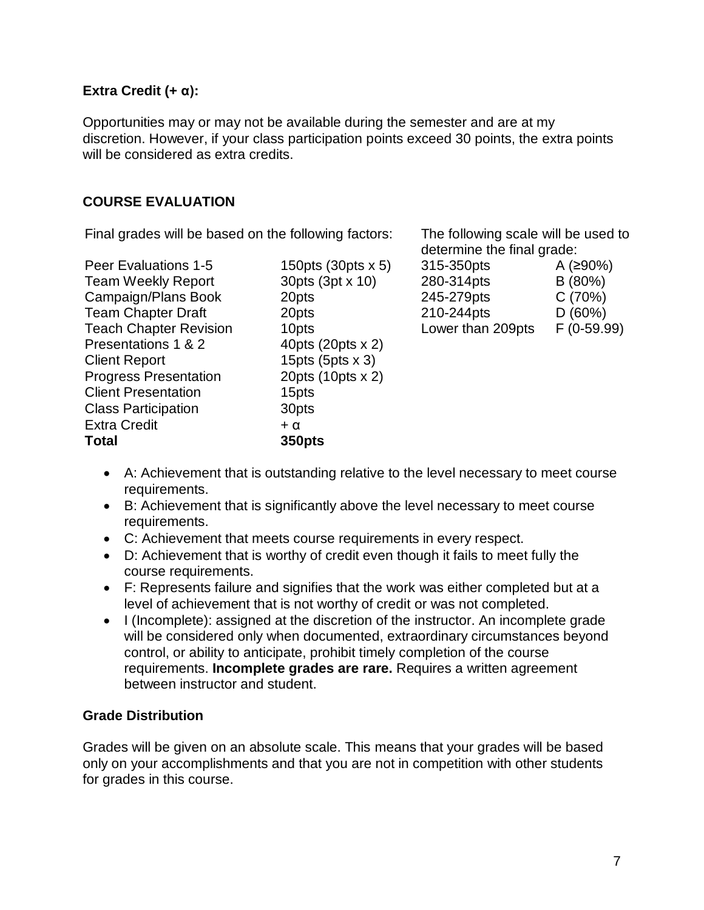**Extra Credit (+ α):**

Opportunities may or may not be available during the semester and are at my discretion. However, if your class participation points exceed 30 points, the extra points will be considered as extra credits.

## COURSE EVALUATION

Final grades will be based on the following factors:

| Component | Points |
| --- | --- |
| Peer Evaluations 1-5 | 150pts (30pts x 5) |
| Team Weekly Report | 30pts (3pt x 10) |
| Campaign/Plans Book | 20pts |
| Team Chapter Draft | 20pts |
| Teach Chapter Revision | 10pts |
| Presentations 1 & 2 | 40pts (20pts x 2) |
| Client Report | 15pts (5pts x 3) |
| Progress Presentation | 20pts (10pts x 2) |
| Client Presentation | 15pts |
| Class Participation | 30pts |
| Extra Credit | + α |
| **Total** | **350pts** |

The following scale will be used to determine the final grade:

| Points | Grade |
| --- | --- |
| 315-350pts | A (≥90%) |
| 280-314pts | B (80%) |
| 245-279pts | C (70%) |
| 210-244pts | D (60%) |
| Lower than 209pts | F (0-59.99) |

- A: Achievement that is outstanding relative to the level necessary to meet course requirements.
- B: Achievement that is significantly above the level necessary to meet course requirements.
- C: Achievement that meets course requirements in every respect.
- D: Achievement that is worthy of credit even though it fails to meet fully the course requirements.
- F: Represents failure and signifies that the work was either completed but at a level of achievement that is not worthy of credit or was not completed.
- I (Incomplete): assigned at the discretion of the instructor. An incomplete grade will be considered only when documented, extraordinary circumstances beyond control, or ability to anticipate, prohibit timely completion of the course requirements. **Incomplete grades are rare.** Requires a written agreement between instructor and student.

### Grade Distribution

Grades will be given on an absolute scale. This means that your grades will be based only on your accomplishments and that you are not in competition with other students for grades in this course.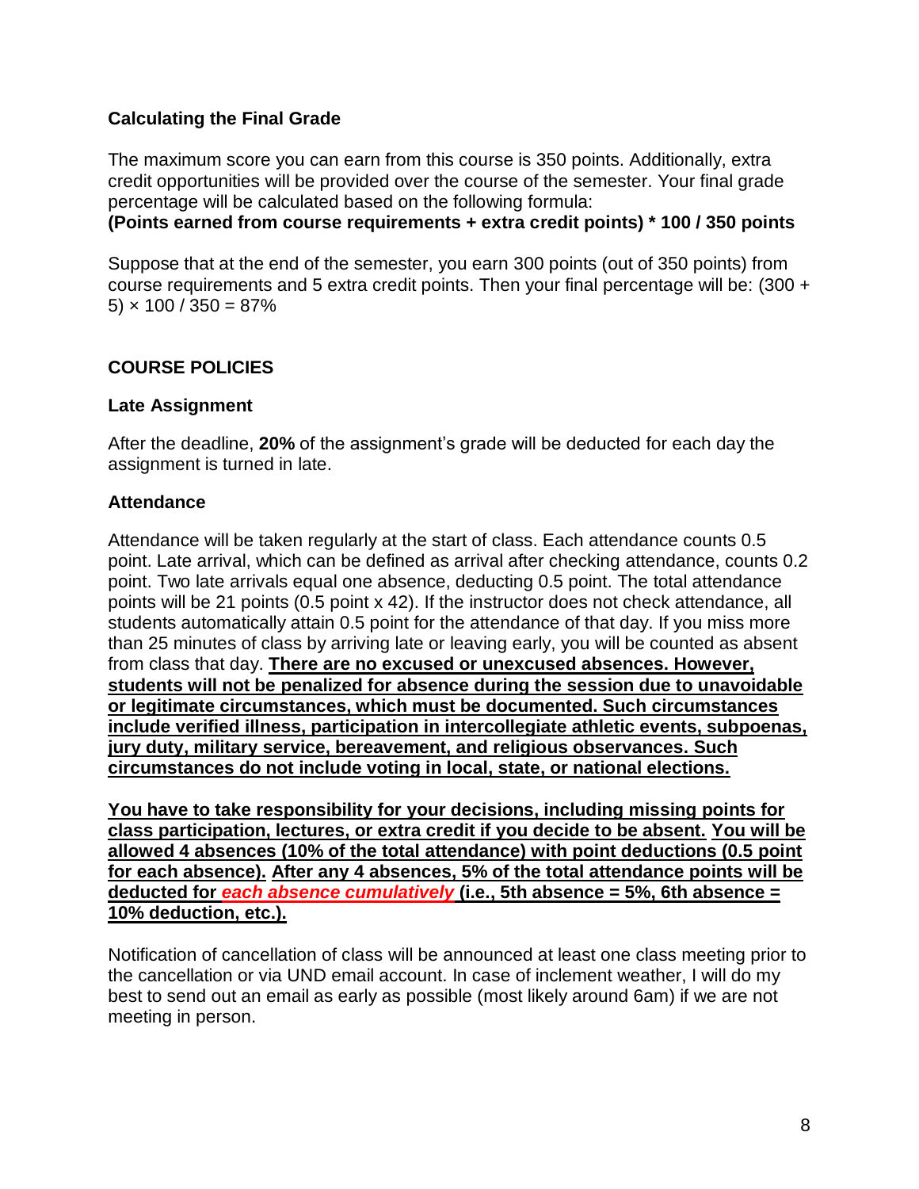### Calculating the Final Grade

The maximum score you can earn from this course is 350 points. Additionally, extra credit opportunities will be provided over the course of the semester. Your final grade percentage will be calculated based on the following formula:

**(Points earned from course requirements + extra credit points) * 100 / 350 points**

Suppose that at the end of the semester, you earn 300 points (out of 350 points) from course requirements and 5 extra credit points. Then your final percentage will be: $(300 + 5) \times 100 / 350 = 87\%$

## COURSE POLICIES

### Late Assignment

After the deadline, **20%** of the assignment's grade will be deducted for each day the assignment is turned in late.

### Attendance

Attendance will be taken regularly at the start of class. Each attendance counts 0.5 point. Late arrival, which can be defined as arrival after checking attendance, counts 0.2 point. Two late arrivals equal one absence, deducting 0.5 point. The total attendance points will be 21 points (0.5 point x 42). If the instructor does not check attendance, all students automatically attain 0.5 point for the attendance of that day. If you miss more than 25 minutes of class by arriving late or leaving early, you will be counted as absent from class that day. **There are no excused or unexcused absences. However, students will not be penalized for absence during the session due to unavoidable or legitimate circumstances, which must be documented. Such circumstances include verified illness, participation in intercollegiate athletic events, subpoenas, jury duty, military service, bereavement, and religious observances. Such circumstances do not include voting in local, state, or national elections.**

**You have to take responsibility for your decisions, including missing points for class participation, lectures, or extra credit if you decide to be absent. You will be allowed 4 absences (10% of the total attendance) with point deductions (0.5 point for each absence). After any 4 absences, 5% of the total attendance points will be deducted for *each absence cumulatively* (i.e., 5th absence = 5%, 6th absence = 10% deduction, etc.).**

Notification of cancellation of class will be announced at least one class meeting prior to the cancellation or via UND email account. In case of inclement weather, I will do my best to send out an email as early as possible (most likely around 6am) if we are not meeting in person.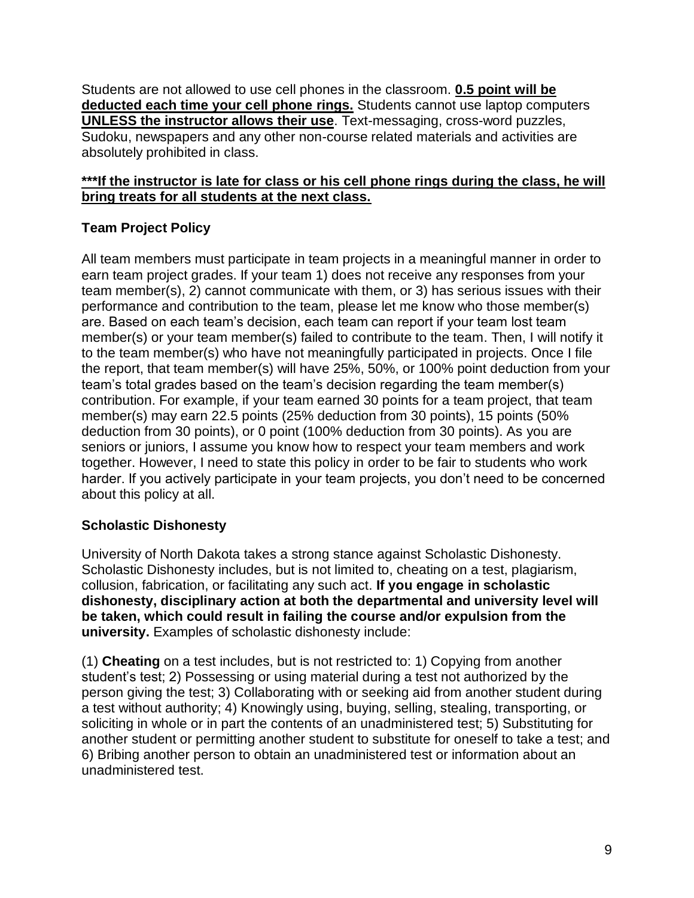Students are not allowed to use cell phones in the classroom. **<u>0.5 point will be deducted each time your cell phone rings.</u>** Students cannot use laptop computers **<u>UNLESS the instructor allows their use</u>**. Text-messaging, cross-word puzzles, Sudoku, newspapers and any other non-course related materials and activities are absolutely prohibited in class.

**<u>***If the instructor is late for class or his cell phone rings during the class, he will bring treats for all students at the next class.</u>**

### Team Project Policy

All team members must participate in team projects in a meaningful manner in order to earn team project grades. If your team 1) does not receive any responses from your team member(s), 2) cannot communicate with them, or 3) has serious issues with their performance and contribution to the team, please let me know who those member(s) are. Based on each team's decision, each team can report if your team lost team member(s) or your team member(s) failed to contribute to the team. Then, I will notify it to the team member(s) who have not meaningfully participated in projects. Once I file the report, that team member(s) will have 25%, 50%, or 100% point deduction from your team's total grades based on the team's decision regarding the team member(s) contribution. For example, if your team earned 30 points for a team project, that team member(s) may earn 22.5 points (25% deduction from 30 points), 15 points (50% deduction from 30 points), or 0 point (100% deduction from 30 points). As you are seniors or juniors, I assume you know how to respect your team members and work together. However, I need to state this policy in order to be fair to students who work harder. If you actively participate in your team projects, you don't need to be concerned about this policy at all.

### Scholastic Dishonesty

University of North Dakota takes a strong stance against Scholastic Dishonesty. Scholastic Dishonesty includes, but is not limited to, cheating on a test, plagiarism, collusion, fabrication, or facilitating any such act. **If you engage in scholastic dishonesty, disciplinary action at both the departmental and university level will be taken, which could result in failing the course and/or expulsion from the university.** Examples of scholastic dishonesty include:

(1) **Cheating** on a test includes, but is not restricted to: 1) Copying from another student's test; 2) Possessing or using material during a test not authorized by the person giving the test; 3) Collaborating with or seeking aid from another student during a test without authority; 4) Knowingly using, buying, selling, stealing, transporting, or soliciting in whole or in part the contents of an unadministered test; 5) Substituting for another student or permitting another student to substitute for oneself to take a test; and 6) Bribing another person to obtain an unadministered test or information about an unadministered test.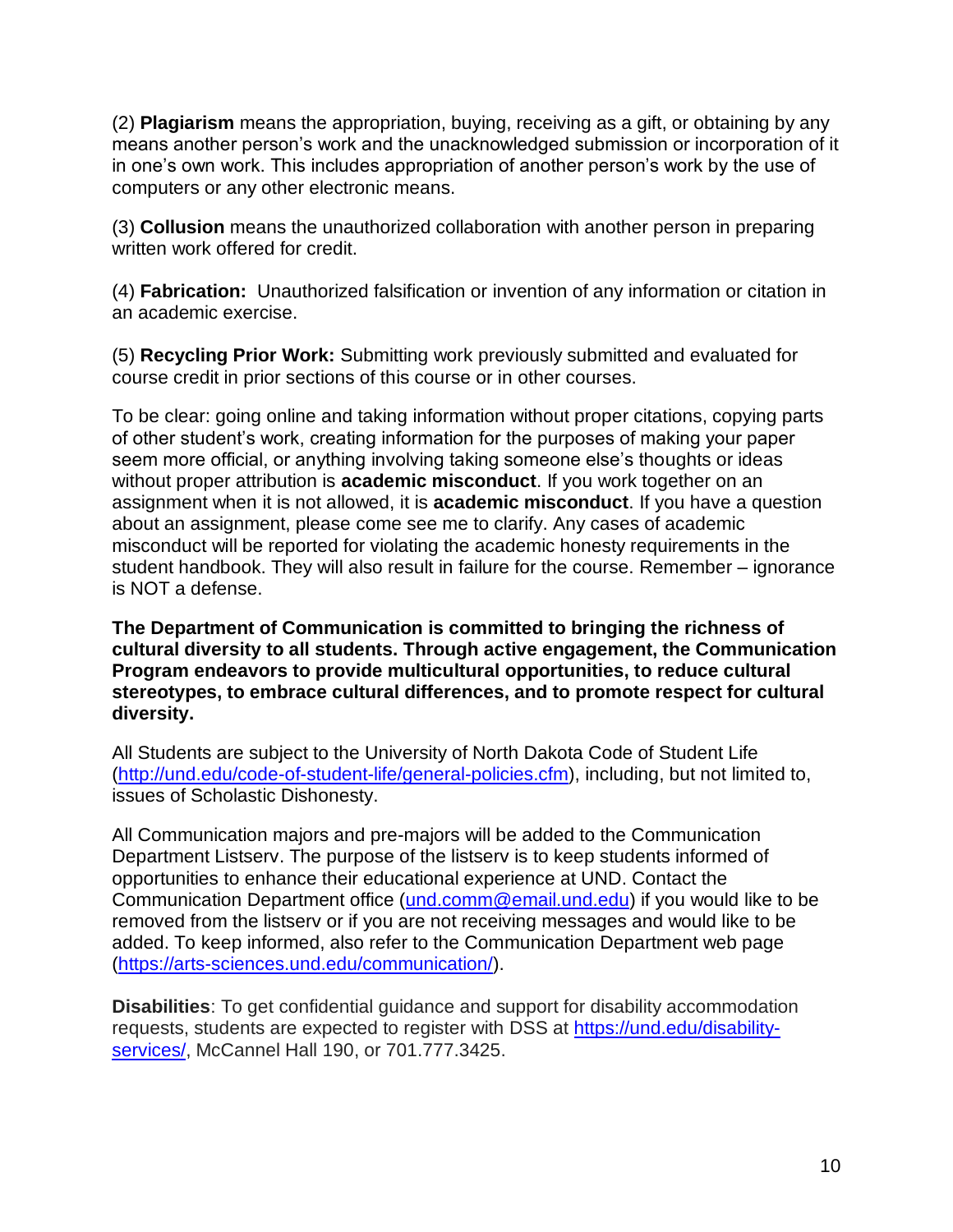(2) **Plagiarism** means the appropriation, buying, receiving as a gift, or obtaining by any means another person's work and the unacknowledged submission or incorporation of it in one's own work. This includes appropriation of another person's work by the use of computers or any other electronic means.

(3) **Collusion** means the unauthorized collaboration with another person in preparing written work offered for credit.

(4) **Fabrication:** Unauthorized falsification or invention of any information or citation in an academic exercise.

(5) **Recycling Prior Work:** Submitting work previously submitted and evaluated for course credit in prior sections of this course or in other courses.

To be clear: going online and taking information without proper citations, copying parts of other student's work, creating information for the purposes of making your paper seem more official, or anything involving taking someone else's thoughts or ideas without proper attribution is **academic misconduct**. If you work together on an assignment when it is not allowed, it is **academic misconduct**. If you have a question about an assignment, please come see me to clarify. Any cases of academic misconduct will be reported for violating the academic honesty requirements in the student handbook. They will also result in failure for the course. Remember – ignorance is NOT a defense.

**The Department of Communication is committed to bringing the richness of cultural diversity to all students. Through active engagement, the Communication Program endeavors to provide multicultural opportunities, to reduce cultural stereotypes, to embrace cultural differences, and to promote respect for cultural diversity.**

All Students are subject to the University of North Dakota Code of Student Life (http://und.edu/code-of-student-life/general-policies.cfm), including, but not limited to, issues of Scholastic Dishonesty.

All Communication majors and pre-majors will be added to the Communication Department Listserv. The purpose of the listserv is to keep students informed of opportunities to enhance their educational experience at UND. Contact the Communication Department office (und.comm@email.und.edu) if you would like to be removed from the listserv or if you are not receiving messages and would like to be added. To keep informed, also refer to the Communication Department web page (https://arts-sciences.und.edu/communication/).

**Disabilities**: To get confidential guidance and support for disability accommodation requests, students are expected to register with DSS at https://und.edu/disability-services/, McCannel Hall 190, or 701.777.3425.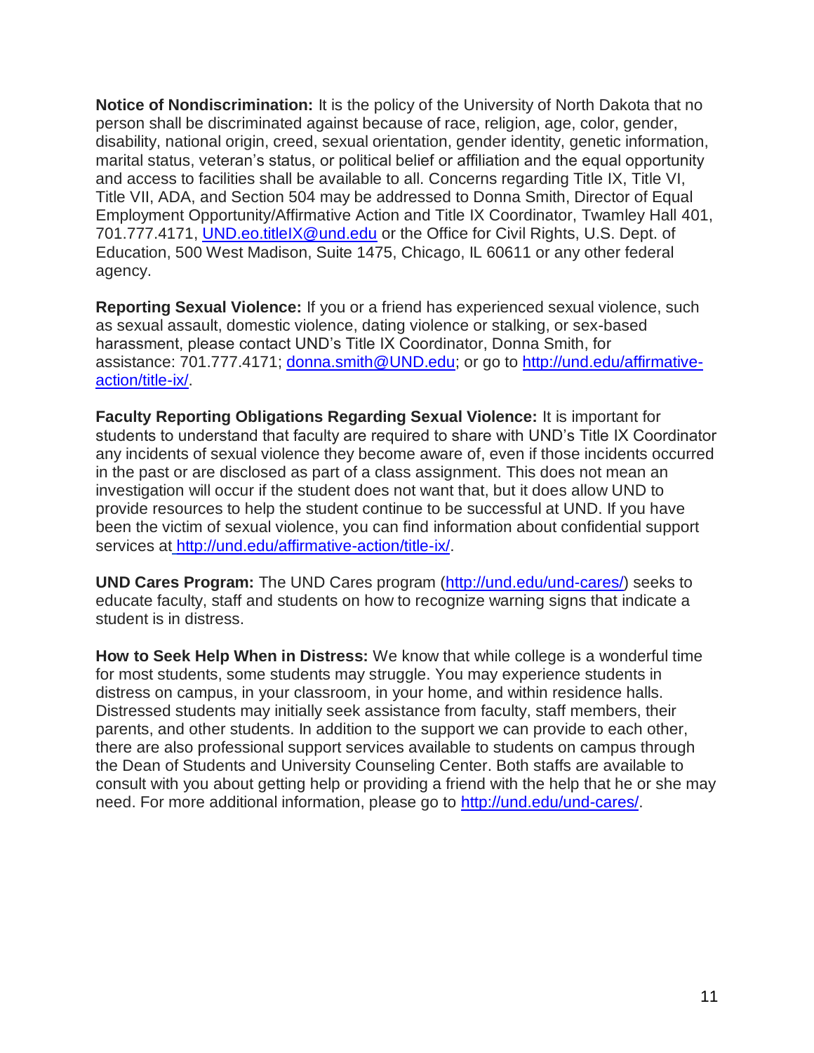**Notice of Nondiscrimination:** It is the policy of the University of North Dakota that no person shall be discriminated against because of race, religion, age, color, gender, disability, national origin, creed, sexual orientation, gender identity, genetic information, marital status, veteran's status, or political belief or affiliation and the equal opportunity and access to facilities shall be available to all. Concerns regarding Title IX, Title VI, Title VII, ADA, and Section 504 may be addressed to Donna Smith, Director of Equal Employment Opportunity/Affirmative Action and Title IX Coordinator, Twamley Hall 401, 701.777.4171, UND.eo.titleIX@und.edu or the Office for Civil Rights, U.S. Dept. of Education, 500 West Madison, Suite 1475, Chicago, IL 60611 or any other federal agency.

**Reporting Sexual Violence:** If you or a friend has experienced sexual violence, such as sexual assault, domestic violence, dating violence or stalking, or sex-based harassment, please contact UND's Title IX Coordinator, Donna Smith, for assistance: 701.777.4171; donna.smith@UND.edu; or go to http://und.edu/affirmative-action/title-ix/.

**Faculty Reporting Obligations Regarding Sexual Violence:** It is important for students to understand that faculty are required to share with UND's Title IX Coordinator any incidents of sexual violence they become aware of, even if those incidents occurred in the past or are disclosed as part of a class assignment. This does not mean an investigation will occur if the student does not want that, but it does allow UND to provide resources to help the student continue to be successful at UND. If you have been the victim of sexual violence, you can find information about confidential support services at http://und.edu/affirmative-action/title-ix/.

**UND Cares Program:** The UND Cares program (http://und.edu/und-cares/) seeks to educate faculty, staff and students on how to recognize warning signs that indicate a student is in distress.

**How to Seek Help When in Distress:** We know that while college is a wonderful time for most students, some students may struggle. You may experience students in distress on campus, in your classroom, in your home, and within residence halls. Distressed students may initially seek assistance from faculty, staff members, their parents, and other students. In addition to the support we can provide to each other, there are also professional support services available to students on campus through the Dean of Students and University Counseling Center. Both staffs are available to consult with you about getting help or providing a friend with the help that he or she may need. For more additional information, please go to http://und.edu/und-cares/.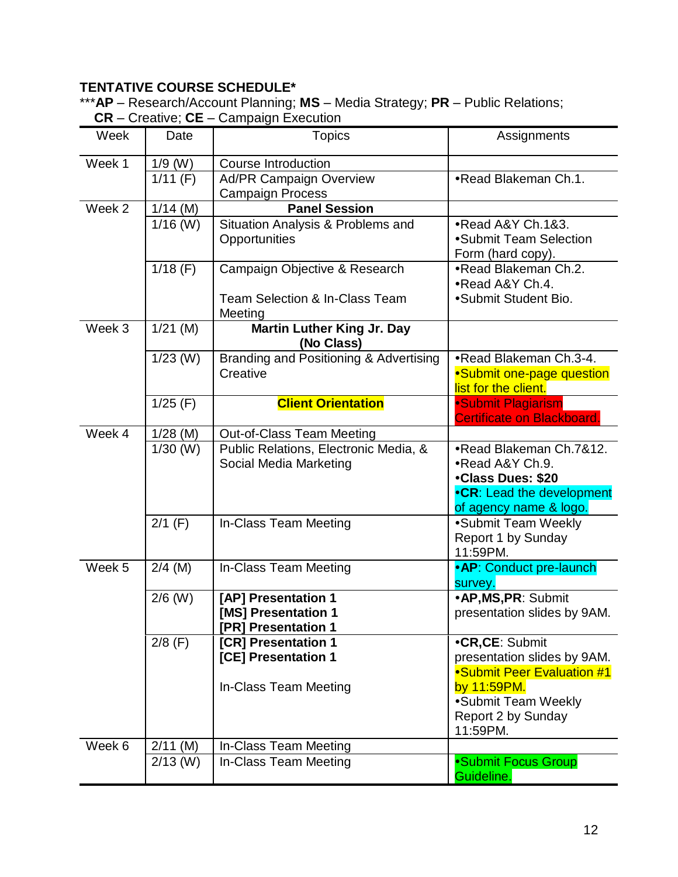**TENTATIVE COURSE SCHEDULE***

***AP – Research/Account Planning; **MS** – Media Strategy; **PR** – Public Relations; **CR** – Creative; **CE** – Campaign Execution

| Week | Date | Topics | Assignments |
|---|---|---|---|
| Week 1 | 1/9 (W) | Course Introduction | |
| | 1/11 (F) | Ad/PR Campaign Overview<br>Campaign Process | •Read Blakeman Ch.1. |
| Week 2 | 1/14 (M) | **Panel Session** | |
| | 1/16 (W) | Situation Analysis & Problems and Opportunities | •Read A&Y Ch.1&3.<br>•Submit Team Selection Form (hard copy). |
| | 1/18 (F) | Campaign Objective & Research<br><br>Team Selection & In-Class Team Meeting | •Read Blakeman Ch.2.<br>•Read A&Y Ch.4.<br>•Submit Student Bio. |
| Week 3 | 1/21 (M) | **Martin Luther King Jr. Day (No Class)** | |
| | 1/23 (W) | Branding and Positioning & Advertising Creative | •Read Blakeman Ch.3-4.<br>•Submit one-page question list for the client. |
| | 1/25 (F) | **Client Orientation** | •Submit Plagiarism Certificate on Blackboard. |
| Week 4 | 1/28 (M) | Out-of-Class Team Meeting | |
| | 1/30 (W) | Public Relations, Electronic Media, & Social Media Marketing | •Read Blakeman Ch.7&12.<br>•Read A&Y Ch.9.<br>•**Class Dues: $20**<br>•**CR**: Lead the development of agency name & logo. |
| | 2/1 (F) | In-Class Team Meeting | •Submit Team Weekly Report 1 by Sunday 11:59PM. |
| Week 5 | 2/4 (M) | In-Class Team Meeting | •**AP**: Conduct pre-launch survey. |
| | 2/6 (W) | **[AP] Presentation 1**<br>**[MS] Presentation 1**<br>**[PR] Presentation 1** | •**AP,MS,PR**: Submit presentation slides by 9AM. |
| | 2/8 (F) | **[CR] Presentation 1**<br>**[CE] Presentation 1**<br><br>In-Class Team Meeting | •**CR,CE**: Submit presentation slides by 9AM.<br>•Submit Peer Evaluation #1 by 11:59PM.<br>•Submit Team Weekly Report 2 by Sunday 11:59PM. |
| Week 6 | 2/11 (M) | In-Class Team Meeting | |
| | 2/13 (W) | In-Class Team Meeting | •Submit Focus Group Guideline. |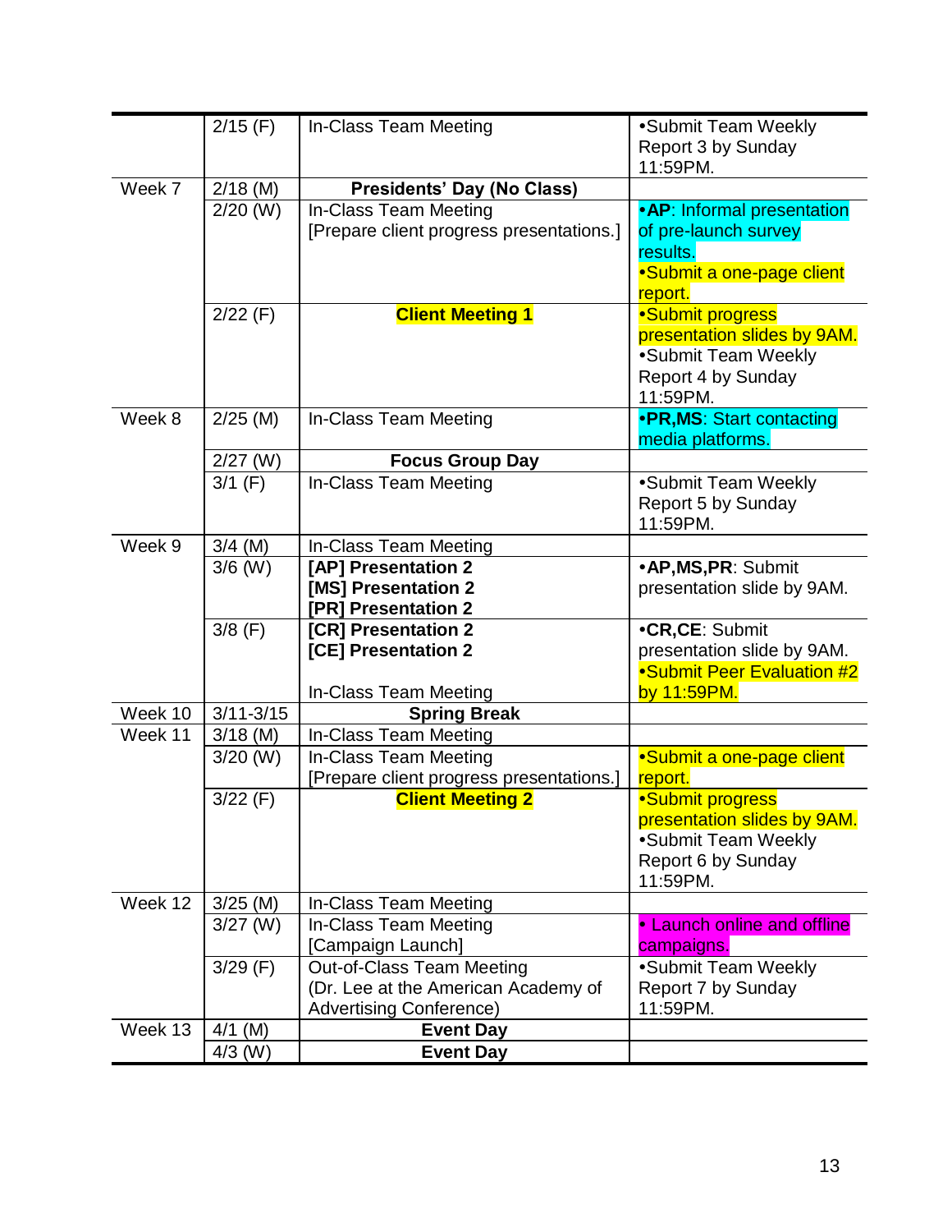| | | | |
|---|---|---|---|
| | 2/15 (F) | In-Class Team Meeting | •Submit Team Weekly Report 3 by Sunday 11:59PM. |
| Week 7 | 2/18 (M) | **Presidents' Day (No Class)** | |
| | 2/20 (W) | In-Class Team Meeting [Prepare client progress presentations.] | •**AP**: Informal presentation of pre-launch survey results. •Submit a one-page client report. |
| | 2/22 (F) | **Client Meeting 1** | •Submit progress presentation slides by 9AM. •Submit Team Weekly Report 4 by Sunday 11:59PM. |
| Week 8 | 2/25 (M) | In-Class Team Meeting | •**PR,MS**: Start contacting media platforms. |
| | 2/27 (W) | **Focus Group Day** | |
| | 3/1 (F) | In-Class Team Meeting | •Submit Team Weekly Report 5 by Sunday 11:59PM. |
| Week 9 | 3/4 (M) | In-Class Team Meeting | |
| | 3/6 (W) | **[AP] Presentation 2** **[MS] Presentation 2** **[PR] Presentation 2** | •**AP,MS,PR**: Submit presentation slide by 9AM. |
| | 3/8 (F) | **[CR] Presentation 2** **[CE] Presentation 2** In-Class Team Meeting | •**CR,CE**: Submit presentation slide by 9AM. •Submit Peer Evaluation #2 by 11:59PM. |
| Week 10 | 3/11-3/15 | **Spring Break** | |
| Week 11 | 3/18 (M) | In-Class Team Meeting | |
| | 3/20 (W) | In-Class Team Meeting [Prepare client progress presentations.] | •Submit a one-page client report. |
| | 3/22 (F) | **Client Meeting 2** | •Submit progress presentation slides by 9AM. •Submit Team Weekly Report 6 by Sunday 11:59PM. |
| Week 12 | 3/25 (M) | In-Class Team Meeting | |
| | 3/27 (W) | In-Class Team Meeting [Campaign Launch] | • Launch online and offline campaigns. |
| | 3/29 (F) | Out-of-Class Team Meeting (Dr. Lee at the American Academy of Advertising Conference) | •Submit Team Weekly Report 7 by Sunday 11:59PM. |
| Week 13 | 4/1 (M) | **Event Day** | |
| | 4/3 (W) | **Event Day** | |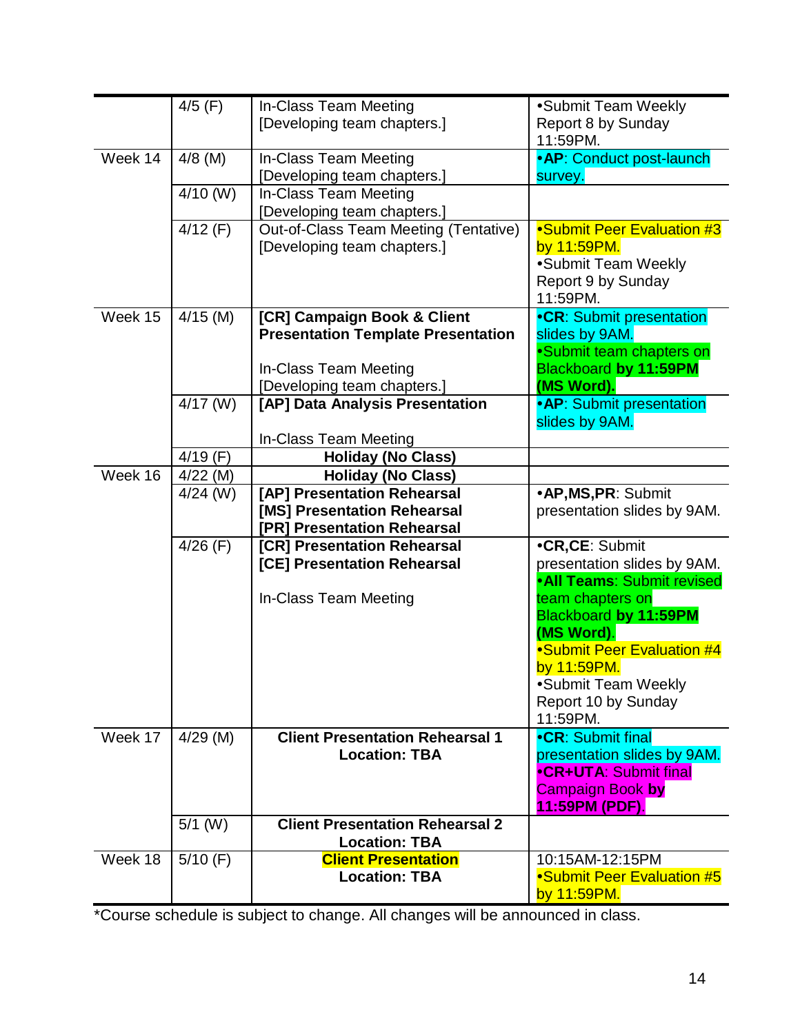| | | | |
|---|---|---|---|
| | 4/5 (F) | In-Class Team Meeting [Developing team chapters.] | •Submit Team Weekly Report 8 by Sunday 11:59PM. |
| Week 14 | 4/8 (M) | In-Class Team Meeting [Developing team chapters.] | •**AP**: Conduct post-launch survey. |
| | 4/10 (W) | In-Class Team Meeting [Developing team chapters.] | |
| | 4/12 (F) | Out-of-Class Team Meeting (Tentative) [Developing team chapters.] | •Submit Peer Evaluation #3 by 11:59PM. •Submit Team Weekly Report 9 by Sunday 11:59PM. |
| Week 15 | 4/15 (M) | **[CR] Campaign Book & Client Presentation Template Presentation** In-Class Team Meeting [Developing team chapters.] | •**CR**: Submit presentation slides by 9AM. •Submit team chapters on Blackboard **by 11:59PM (MS Word).** |
| | 4/17 (W) | **[AP] Data Analysis Presentation** In-Class Team Meeting | •**AP**: Submit presentation slides by 9AM. |
| | 4/19 (F) | **Holiday (No Class)** | |
| Week 16 | 4/22 (M) | **Holiday (No Class)** | |
| | 4/24 (W) | **[AP] Presentation Rehearsal [MS] Presentation Rehearsal [PR] Presentation Rehearsal** | •**AP,MS,PR**: Submit presentation slides by 9AM. |
| | 4/26 (F) | **[CR] Presentation Rehearsal [CE] Presentation Rehearsal** In-Class Team Meeting | •**CR,CE**: Submit presentation slides by 9AM. •**All Teams**: Submit revised team chapters on Blackboard **by 11:59PM (MS Word)**. •Submit Peer Evaluation #4 by 11:59PM. •Submit Team Weekly Report 10 by Sunday 11:59PM. |
| Week 17 | 4/29 (M) | **Client Presentation Rehearsal 1 Location: TBA** | •**CR**: Submit final presentation slides by 9AM. •**CR+UTA**: Submit final Campaign Book **by 11:59PM (PDF)**. |
| | 5/1 (W) | **Client Presentation Rehearsal 2 Location: TBA** | |
| Week 18 | 5/10 (F) | **Client Presentation Location: TBA** | 10:15AM-12:15PM •Submit Peer Evaluation #5 by 11:59PM. |

*Course schedule is subject to change. All changes will be announced in class.